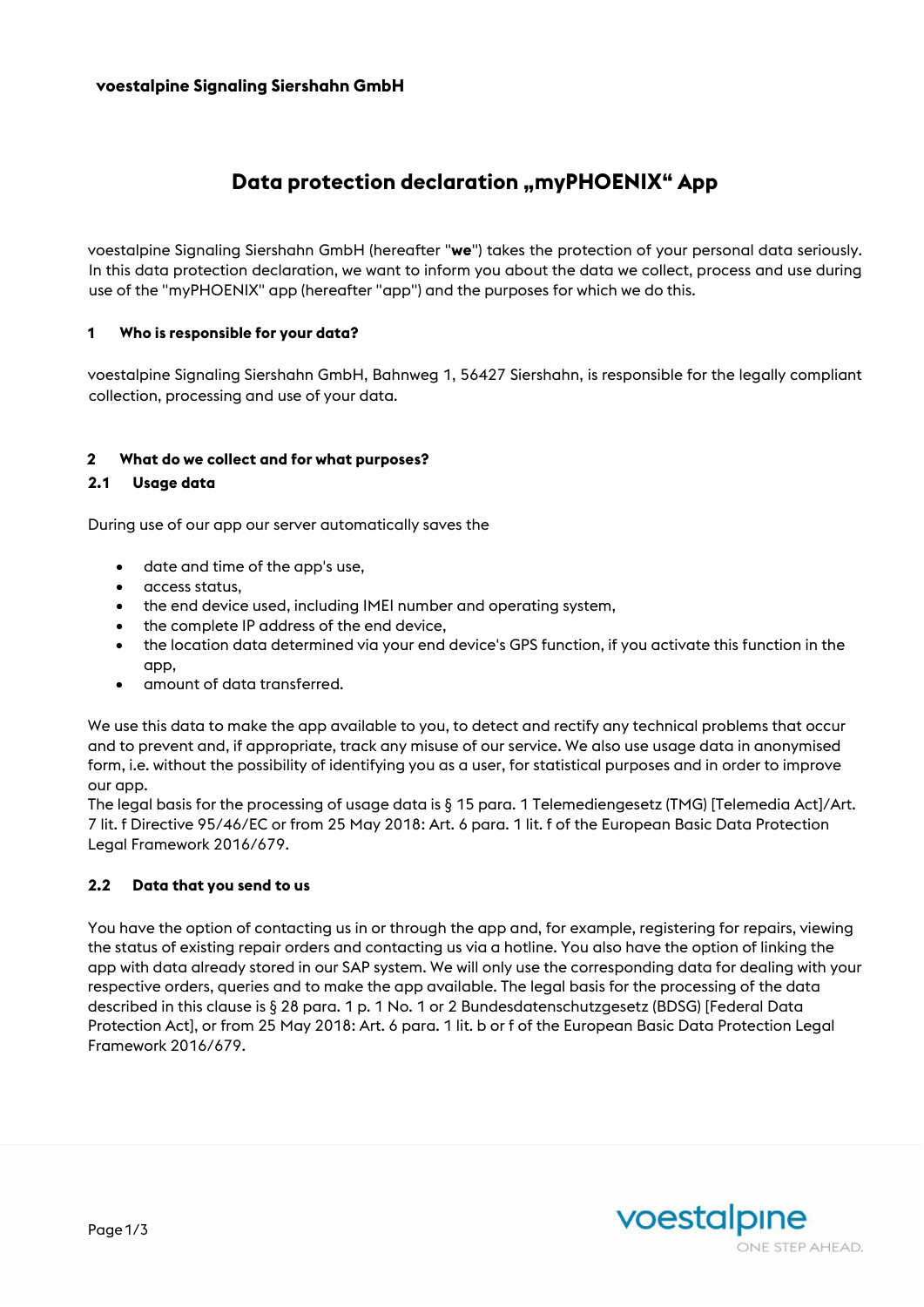**voestalpine Signaling Siershahn GmbH**

# Data protection declaration „myPHOENIX“ App

voestalpine Signaling Siershahn GmbH (hereafter "**we**") takes the protection of your personal data seriously. In this data protection declaration, we want to inform you about the data we collect, process and use during use of the "myPHOENIX" app (hereafter "app") and the purposes for which we do this.

## 1 Who is responsible for your data?

voestalpine Signaling Siershahn GmbH, Bahnweg 1, 56427 Siershahn, is responsible for the legally compliant collection, processing and use of your data.

## 2 What do we collect and for what purposes?

### 2.1 Usage data

During use of our app our server automatically saves the

- date and time of the app's use,
- access status,
- the end device used, including IMEI number and operating system,
- the complete IP address of the end device,
- the location data determined via your end device's GPS function, if you activate this function in the app,
- amount of data transferred.

We use this data to make the app available to you, to detect and rectify any technical problems that occur and to prevent and, if appropriate, track any misuse of our service. We also use usage data in anonymised form, i.e. without the possibility of identifying you as a user, for statistical purposes and in order to improve our app.
The legal basis for the processing of usage data is § 15 para. 1 Telemediengesetz (TMG) [Telemedia Act]/Art. 7 lit. f Directive 95/46/EC or from 25 May 2018: Art. 6 para. 1 lit. f of the European Basic Data Protection Legal Framework 2016/679.

### 2.2 Data that you send to us

You have the option of contacting us in or through the app and, for example, registering for repairs, viewing the status of existing repair orders and contacting us via a hotline. You also have the option of linking the app with data already stored in our SAP system. We will only use the corresponding data for dealing with your respective orders, queries and to make the app available. The legal basis for the processing of the data described in this clause is § 28 para. 1 p. 1 No. 1 or 2 Bundesdatenschutzgesetz (BDSG) [Federal Data Protection Act], or from 25 May 2018: Art. 6 para. 1 lit. b or f of the European Basic Data Protection Legal Framework 2016/679.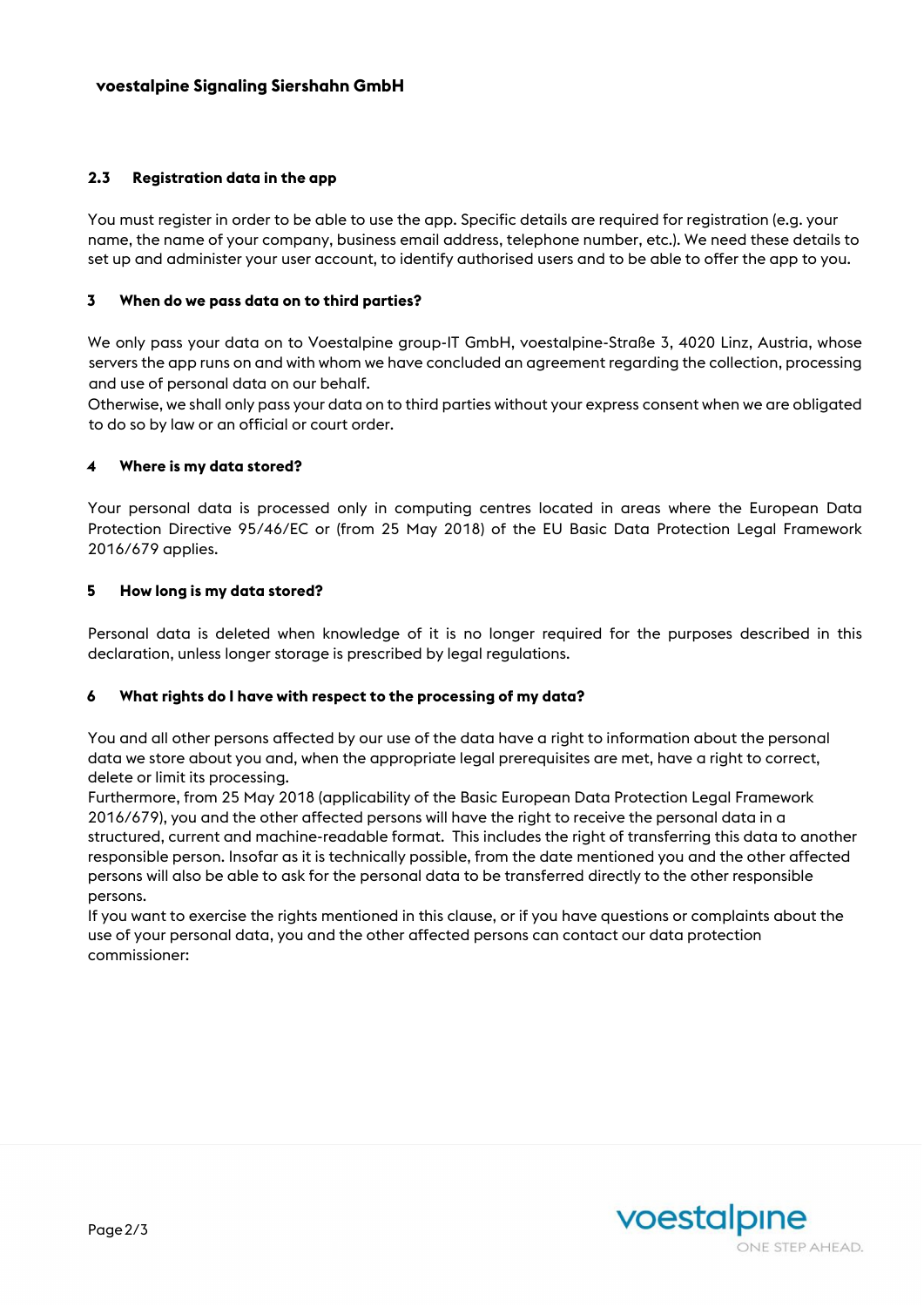### 2.3 Registration data in the app

You must register in order to be able to use the app. Specific details are required for registration (e.g. your name, the name of your company, business email address, telephone number, etc.). We need these details to set up and administer your user account, to identify authorised users and to be able to offer the app to you.

## 3 When do we pass data on to third parties?

We only pass your data on to Voestalpine group-IT GmbH, voestalpine-Straße 3, 4020 Linz, Austria, whose servers the app runs on and with whom we have concluded an agreement regarding the collection, processing and use of personal data on our behalf.
Otherwise, we shall only pass your data on to third parties without your express consent when we are obligated to do so by law or an official or court order.

## 4 Where is my data stored?

Your personal data is processed only in computing centres located in areas where the European Data Protection Directive 95/46/EC or (from 25 May 2018) of the EU Basic Data Protection Legal Framework 2016/679 applies.

## 5 How long is my data stored?

Personal data is deleted when knowledge of it is no longer required for the purposes described in this declaration, unless longer storage is prescribed by legal regulations.

## 6 What rights do I have with respect to the processing of my data?

You and all other persons affected by our use of the data have a right to information about the personal data we store about you and, when the appropriate legal prerequisites are met, have a right to correct, delete or limit its processing.
Furthermore, from 25 May 2018 (applicability of the Basic European Data Protection Legal Framework 2016/679), you and the other affected persons will have the right to receive the personal data in a structured, current and machine-readable format. This includes the right of transferring this data to another responsible person. Insofar as it is technically possible, from the date mentioned you and the other affected persons will also be able to ask for the personal data to be transferred directly to the other responsible persons.
If you want to exercise the rights mentioned in this clause, or if you have questions or complaints about the use of your personal data, you and the other affected persons can contact our data protection commissioner: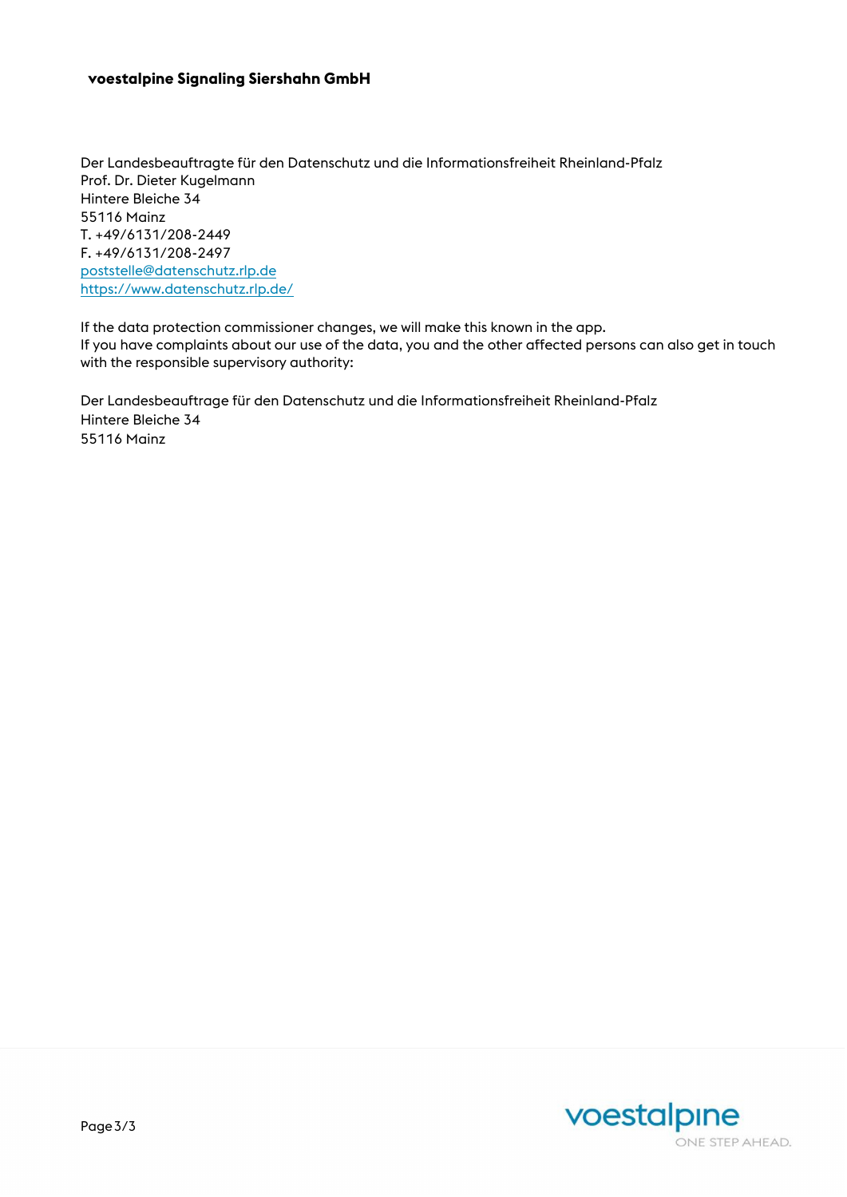Der Landesbeauftragte für den Datenschutz und die Informationsfreiheit Rheinland-Pfalz
Prof. Dr. Dieter Kugelmann
Hintere Bleiche 34
55116 Mainz
T. +49/6131/208-2449
F. +49/6131/208-2497
poststelle@datenschutz.rlp.de
https://www.datenschutz.rlp.de/

If the data protection commissioner changes, we will make this known in the app.
If you have complaints about our use of the data, you and the other affected persons can also get in touch with the responsible supervisory authority:

Der Landesbeauftrage für den Datenschutz und die Informationsfreiheit Rheinland-Pfalz
Hintere Bleiche 34
55116 Mainz